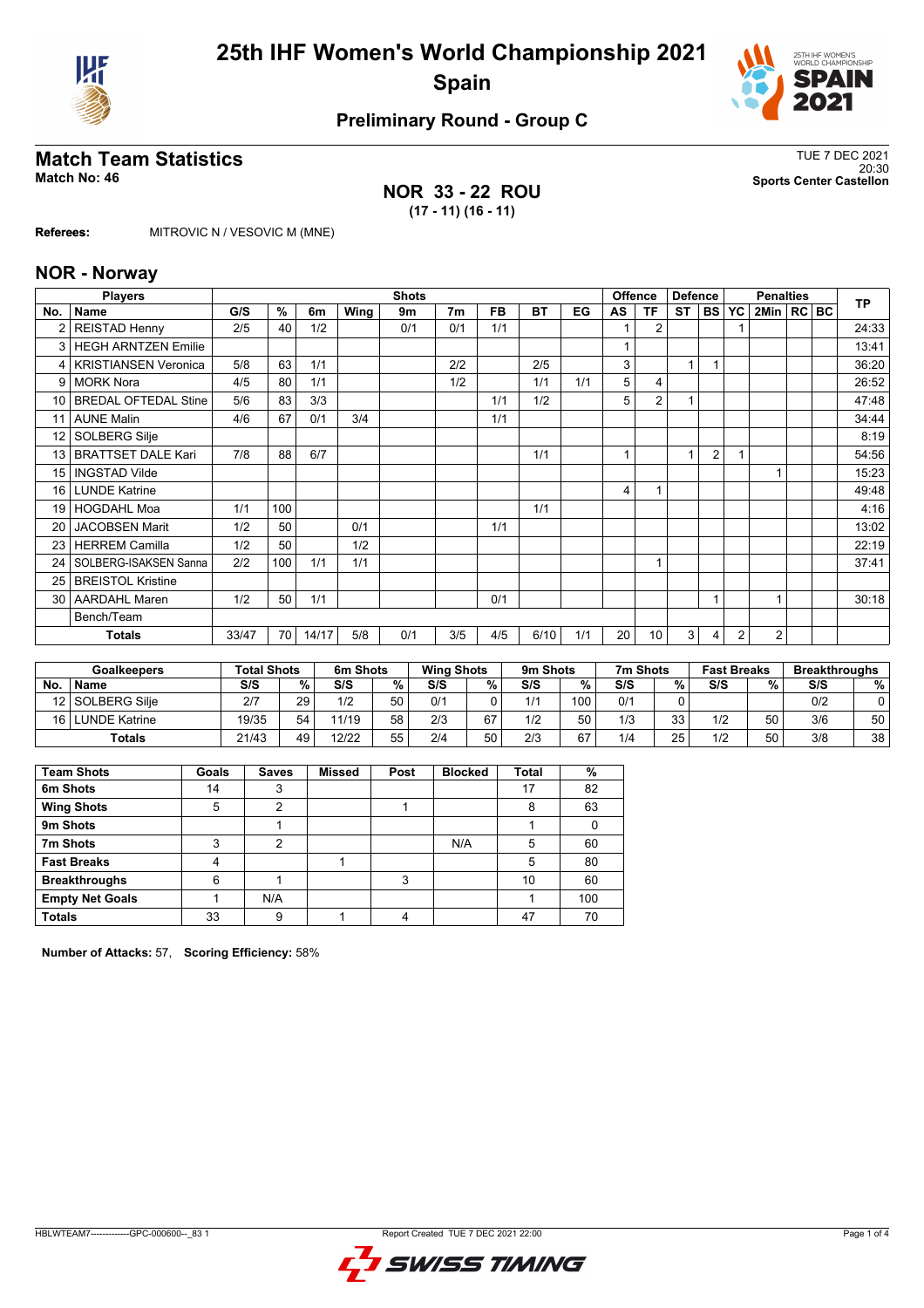# 25th IHF Women's World Championship 2021

**Spain**

**Preliminary Round - Group C**

## Match Team Statistics

**Match No: 46**

TUE 7 DEC 2021
20:30
**Sports Center Castellon**

**NOR 33 - 22 ROU**
**(17 - 11) (16 - 11)**

**Referees:** MITROVIC N / VESOVIC M (MNE)

## NOR - Norway

| No. | Name | G/S | % | 6m | Wing | 9m | 7m | FB | BT | EG | AS | TF | ST | BS | YC | 2Min | RC | BC | TP |
|---|---|---|---|---|---|---|---|---|---|---|---|---|---|---|---|---|---|---|---|
| | **Players** | **Shots** | | | | | | | | | **Offence** | | **Defence** | | **Penalties** | | | | |
| 2 | REISTAD Henny | 2/5 | 40 | 1/2 | | 0/1 | 0/1 | 1/1 | | | 1 | 2 | | | 1 | | | | 24:33 |
| 3 | HEGH ARNTZEN Emilie | | | | | | | | | | 1 | | | | | | | | 13:41 |
| 4 | KRISTIANSEN Veronica | 5/8 | 63 | 1/1 | | | 2/2 | | 2/5 | | 3 | | 1 | 1 | | | | | 36:20 |
| 9 | MORK Nora | 4/5 | 80 | 1/1 | | | 1/2 | | 1/1 | 1/1 | 5 | 4 | | | | | | | 26:52 |
| 10 | BREDAL OFTEDAL Stine | 5/6 | 83 | 3/3 | | | | 1/1 | 1/2 | | 5 | 2 | 1 | | | | | | 47:48 |
| 11 | AUNE Malin | 4/6 | 67 | 0/1 | 3/4 | | | 1/1 | | | | | | | | | | | 34:44 |
| 12 | SOLBERG Silje | | | | | | | | | | | | | | | | | | 8:19 |
| 13 | BRATTSET DALE Kari | 7/8 | 88 | 6/7 | | | | | 1/1 | | 1 | | 1 | 2 | 1 | | | | 54:56 |
| 15 | INGSTAD Vilde | | | | | | | | | | | | | | | 1 | | | 15:23 |
| 16 | LUNDE Katrine | | | | | | | | | | 4 | 1 | | | | | | | 49:48 |
| 19 | HOGDAHL Moa | 1/1 | 100 | | | | | | 1/1 | | | | | | | | | | 4:16 |
| 20 | JACOBSEN Marit | 1/2 | 50 | | 0/1 | | | 1/1 | | | | | | | | | | | 13:02 |
| 23 | HERREM Camilla | 1/2 | 50 | | 1/2 | | | | | | | | | | | | | | 22:19 |
| 24 | SOLBERG-ISAKSEN Sanna | 2/2 | 100 | 1/1 | 1/1 | | | | | | | 1 | | | | | | | 37:41 |
| 25 | BREISTOL Kristine | | | | | | | | | | | | | | | | | | |
| 30 | AARDAHL Maren | 1/2 | 50 | 1/1 | | | | 0/1 | | | | | | 1 | | 1 | | | 30:18 |
| | Bench/Team | | | | | | | | | | | | | | | | | | |
| | **Totals** | 33/47 | 70 | 14/17 | 5/8 | 0/1 | 3/5 | 4/5 | 6/10 | 1/1 | 20 | 10 | 3 | 4 | 2 | 2 | | | |

| No. | Goalkeepers Name | Total Shots S/S | % | 6m Shots S/S | % | Wing Shots S/S | % | 9m Shots S/S | % | 7m Shots S/S | % | Fast Breaks S/S | % | Breakthroughs S/S | % |
|---|---|---|---|---|---|---|---|---|---|---|---|---|---|---|---|
| 12 | SOLBERG Silje | 2/7 | 29 | 1/2 | 50 | 0/1 | 0 | 1/1 | 100 | 0/1 | 0 | | | 0/2 | 0 |
| 16 | LUNDE Katrine | 19/35 | 54 | 11/19 | 58 | 2/3 | 67 | 1/2 | 50 | 1/3 | 33 | 1/2 | 50 | 3/6 | 50 |
| | **Totals** | 21/43 | 49 | 12/22 | 55 | 2/4 | 50 | 2/3 | 67 | 1/4 | 25 | 1/2 | 50 | 3/8 | 38 |

| Team Shots | Goals | Saves | Missed | Post | Blocked | Total | % |
|---|---|---|---|---|---|---|---|
| **6m Shots** | 14 | 3 | | | | 17 | 82 |
| **Wing Shots** | 5 | 2 | | 1 | | 8 | 63 |
| **9m Shots** | | 1 | | | | 1 | 0 |
| **7m Shots** | 3 | 2 | | | N/A | 5 | 60 |
| **Fast Breaks** | 4 | | 1 | | | 5 | 80 |
| **Breakthroughs** | 6 | 1 | | 3 | | 10 | 60 |
| **Empty Net Goals** | 1 | N/A | | | | 1 | 100 |
| **Totals** | 33 | 9 | 1 | 4 | | 47 | 70 |

**Number of Attacks:** 57, **Scoring Efficiency:** 58%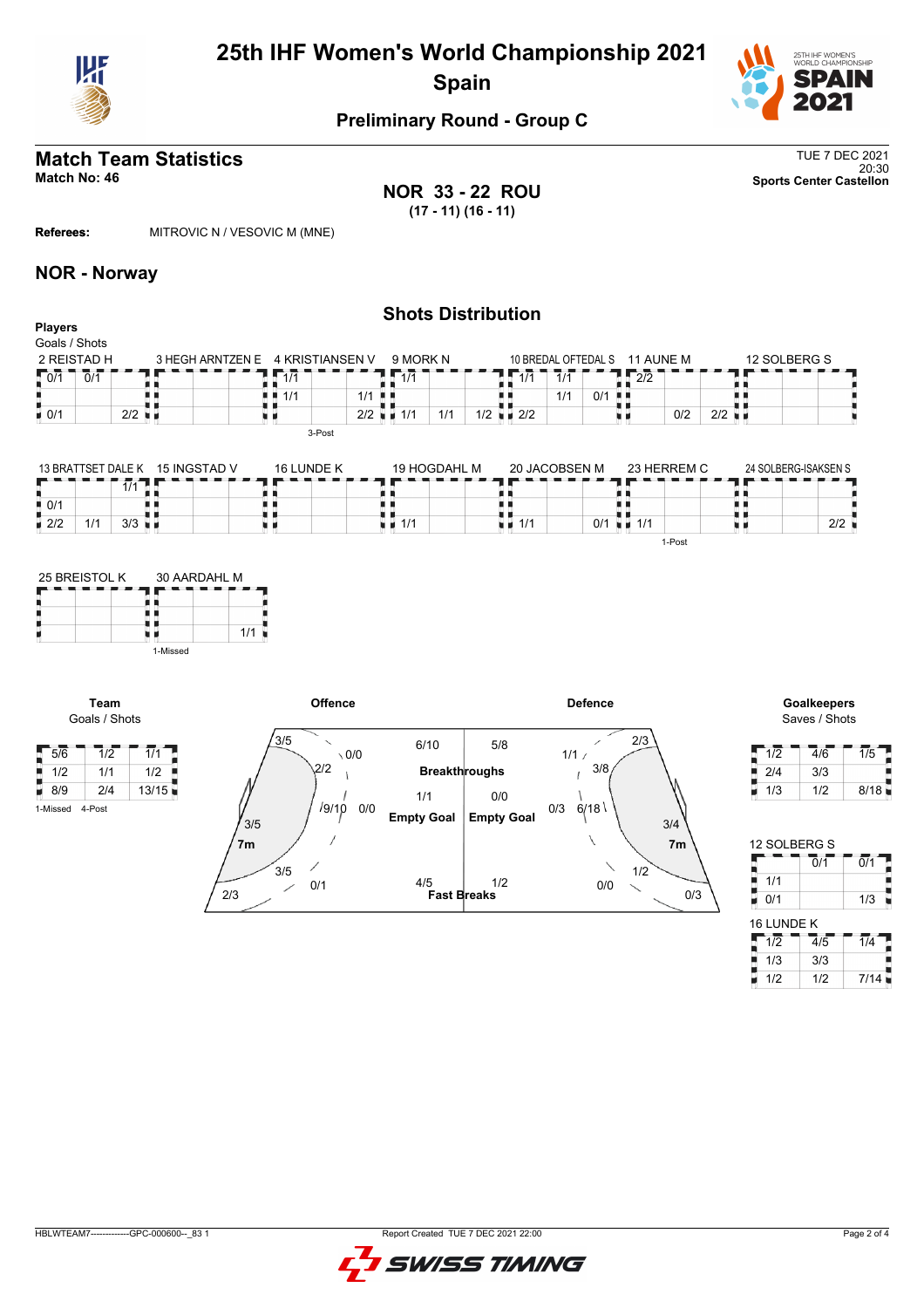# 25th IHF Women's World Championship 2021

## Spain

### Preliminary Round - Group C

## Match Team Statistics

**Match No: 46**

TUE 7 DEC 2021
20:30
**Sports Center Castellon**

**NOR 33 - 22 ROU**
**(17 - 11) (16 - 11)**

**Referees:** MITROVIC N / VESOVIC M (MNE)

## NOR - Norway

### Shots Distribution

**Players**
Goals / Shots

**2 REISTAD H**

| | | |
|---|---|---|
| 0/1 | 0/1 | |
| | | |
| 0/1 | | 2/2 |

**3 HEGH ARNTZEN E**

| | | |
|---|---|---|
| | | |
| | | |
| | | |

**4 KRISTIANSEN V**

| | | |
|---|---|---|
| 1/1 | | |
| 1/1 | | 1/1 |
| | | 2/2 |

3-Post

**9 MORK N**

| | | |
|---|---|---|
| 1/1 | | |
| | | |
| 1/1 | 1/1 | 1/2 |

**10 BREDAL OFTEDAL S**

| | | |
|---|---|---|
| 1/1 | 1/1 | |
| | 1/1 | 0/1 |
| 2/2 | | |

**11 AUNE M**

| | | |
|---|---|---|
| 2/2 | | |
| | | |
| | 0/2 | 2/2 |

**12 SOLBERG S**

| | | |
|---|---|---|
| | | |
| | | |
| | | |

**13 BRATTSET DALE K**

| | | |
|---|---|---|
| | | 1/1 |
| 0/1 | | |
| 2/2 | 1/1 | 3/3 |

**15 INGSTAD V**

| | | |
|---|---|---|
| | | |
| | | |
| | | |

**16 LUNDE K**

| | | |
|---|---|---|
| | | |
| | | |
| | | |

**19 HOGDAHL M**

| | | |
|---|---|---|
| | | |
| | | |
| 1/1 | | |

**20 JACOBSEN M**

| | | |
|---|---|---|
| | | |
| | | |
| 1/1 | | 0/1 |

**23 HERREM C**

| | | |
|---|---|---|
| | | |
| | | |
| 1/1 | | |

1-Post

**24 SOLBERG-ISAKSEN S**

| | | |
|---|---|---|
| | | |
| | | |
| | | 2/2 |

**25 BREISTOL K**

| | | |
|---|---|---|
| | | |
| | | |
| | | |

**30 AARDAHL M**

| | | |
|---|---|---|
| | | |
| | | |
| | | 1/1 |

1-Missed

**Team**
Goals / Shots

| | | |
|---|---|---|
| 5/6 | 1/2 | 1/1 |
| 1/2 | 1/1 | 1/2 |
| 8/9 | 2/4 | 13/15 |

1-Missed 4-Post

**Offence**

| Area | Goals / Shots |
|---|---|
| Left wing | 3/5 |
| Left 9m | 2/2 |
| Centre 9m | 0/0 |
| Centre 6m | 9/10 |
| Left back | 3/5 |
| Left 6m | 3/5 |
| Right 9m | 0/1 |
| Left corner | 2/3 |
| 7m | 0/0 |

Breakthroughs: 6/10
Empty Goal: 1/1
Fast Breaks: 4/5

**Defence**

| Area | Goals / Shots |
|---|---|
| Right wing | 2/3 |
| Centre 9m | 1/1 |
| Right 9m | 3/8 |
| Centre 6m | 6/18 |
| Right back | 3/4 |
| Right 6m | 1/2 |
| Left 9m | 0/0 |
| Right corner | 0/3 |
| 7m | 0/3 |

Breakthroughs: 5/8
Empty Goal: 0/0
Fast Breaks: 1/2

**Goalkeepers**
Saves / Shots

| | | |
|---|---|---|
| 1/2 | 4/6 | 1/5 |
| 2/4 | 3/3 | |
| 1/3 | 1/2 | 8/18 |

**12 SOLBERG S**

| | | |
|---|---|---|
| | 0/1 | 0/1 |
| 1/1 | | |
| 0/1 | | 1/3 |

**16 LUNDE K**

| | | |
|---|---|---|
| 1/2 | 4/5 | 1/4 |
| 1/3 | 3/3 | |
| 1/2 | 1/2 | 7/14 |

HBLWTEAM7--------------GPC-000600--_83 1 Report Created TUE 7 DEC 2021 22:00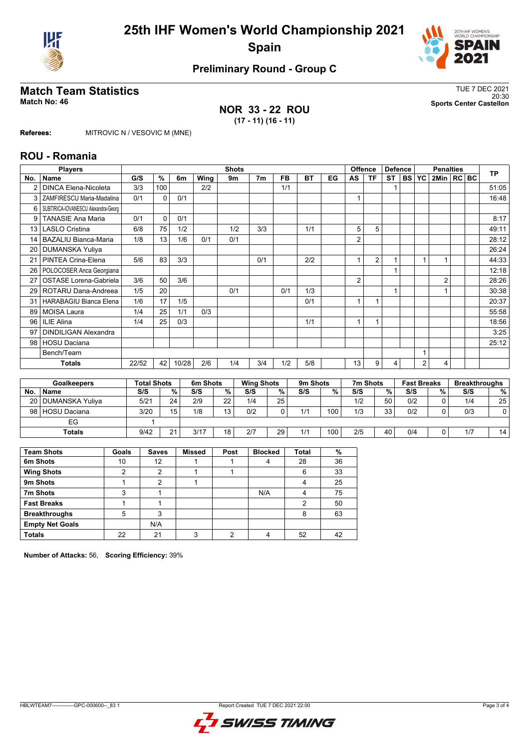# 25th IHF Women's World Championship 2021
## Spain

### Preliminary Round - Group C

## Match Team Statistics

**Match No: 46**

TUE 7 DEC 2021
20:30
**Sports Center Castellon**

### NOR 33 - 22 ROU
**(17 - 11) (16 - 11)**

**Referees:** MITROVIC N / VESOVIC M (MNE)

## ROU - Romania

| Players | | Shots | | | | | | | | | Offence | | Defence | | Penalties | | | | TP |
|---|---|---|---|---|---|---|---|---|---|---|---|---|---|---|---|---|---|---|---|
| No. | Name | G/S | % | 6m | Wing | 9m | 7m | FB | BT | EG | AS | TF | ST | BS | YC | 2Min | RC | BC | |
| 2 | DINCA Elena-Nicoleta | 3/3 | 100 | | 2/2 | | | 1/1 | | | | | 1 | | | | | | 51:05 |
| 3 | ZAMFIRESCU Maria-Madalina | 0/1 | 0 | 0/1 | | | | | | | 1 | | | | | | | | 16:48 |
| 6 | SUBTIRICA-IOVANESCU Alexandra-Georg | | | | | | | | | | | | | | | | | | |
| 9 | TANASIE Ana Maria | 0/1 | 0 | 0/1 | | | | | | | | | | | | | | | 8:17 |
| 13 | LASLO Cristina | 6/8 | 75 | 1/2 | | 1/2 | 3/3 | | 1/1 | | 5 | 5 | | | | | | | 49:11 |
| 14 | BAZALIU Bianca-Maria | 1/8 | 13 | 1/6 | 0/1 | 0/1 | | | | | 2 | | | | | | | | 28:12 |
| 20 | DUMANSKA Yuliya | | | | | | | | | | | | | | | | | | 26:24 |
| 21 | PINTEA Crina-Elena | 5/6 | 83 | 3/3 | | | 0/1 | | 2/2 | | 1 | 2 | 1 | | 1 | 1 | | | 44:33 |
| 26 | POLOCOSER Anca Georgiana | | | | | | | | | | | | 1 | | | | | | 12:18 |
| 27 | OSTASE Lorena-Gabriela | 3/6 | 50 | 3/6 | | | | | | | 2 | | | | | 2 | | | 28:26 |
| 29 | ROTARU Dana-Andreea | 1/5 | 20 | | | 0/1 | | 0/1 | 1/3 | | | | 1 | | | 1 | | | 30:38 |
| 31 | HARABAGIU Bianca Elena | 1/6 | 17 | 1/5 | | | | | 0/1 | | 1 | 1 | | | | | | | 20:37 |
| 89 | MOISA Laura | 1/4 | 25 | 1/1 | 0/3 | | | | | | | | | | | | | | 55:58 |
| 96 | ILIE Alina | 1/4 | 25 | 0/3 | | | | | 1/1 | | 1 | 1 | | | | | | | 18:56 |
| 97 | DINDILIGAN Alexandra | | | | | | | | | | | | | | | | | | 3:25 |
| 98 | HOSU Daciana | | | | | | | | | | | | | | | | | | 25:12 |
| | Bench/Team | | | | | | | | | | | | | | 1 | | | | |
| | **Totals** | 22/52 | 42 | 10/28 | 2/6 | 1/4 | 3/4 | 1/2 | 5/8 | | 13 | 9 | 4 | | 2 | 4 | | | |

| Goalkeepers | | Total Shots | | 6m Shots | | Wing Shots | | 9m Shots | | 7m Shots | | Fast Breaks | | Breakthroughs | |
|---|---|---|---|---|---|---|---|---|---|---|---|---|---|---|---|
| No. | Name | S/S | % | S/S | % | S/S | % | S/S | % | S/S | % | S/S | % | S/S | % |
| 20 | DUMANSKA Yuliya | 5/21 | 24 | 2/9 | 22 | 1/4 | 25 | | | 1/2 | 50 | 0/2 | 0 | 1/4 | 25 |
| 98 | HOSU Daciana | 3/20 | 15 | 1/8 | 13 | 0/2 | 0 | 1/1 | 100 | 1/3 | 33 | 0/2 | 0 | 0/3 | 0 |
| | EG | 1 | | | | | | | | | | | | | |
| | **Totals** | 9/42 | 21 | 3/17 | 18 | 2/7 | 29 | 1/1 | 100 | 2/5 | 40 | 0/4 | 0 | 1/7 | 14 |

| Team Shots | Goals | Saves | Missed | Post | Blocked | Total | % |
|---|---|---|---|---|---|---|---|
| 6m Shots | 10 | 12 | 1 | 1 | 4 | 28 | 36 |
| Wing Shots | 2 | 2 | 1 | 1 | | 6 | 33 |
| 9m Shots | 1 | 2 | 1 | | | 4 | 25 |
| 7m Shots | 3 | 1 | | | N/A | 4 | 75 |
| Fast Breaks | 1 | 1 | | | | 2 | 50 |
| Breakthroughs | 5 | 3 | | | | 8 | 63 |
| Empty Net Goals | | N/A | | | | | |
| **Totals** | 22 | 21 | 3 | 2 | 4 | 52 | 42 |

**Number of Attacks:** 56, **Scoring Efficiency:** 39%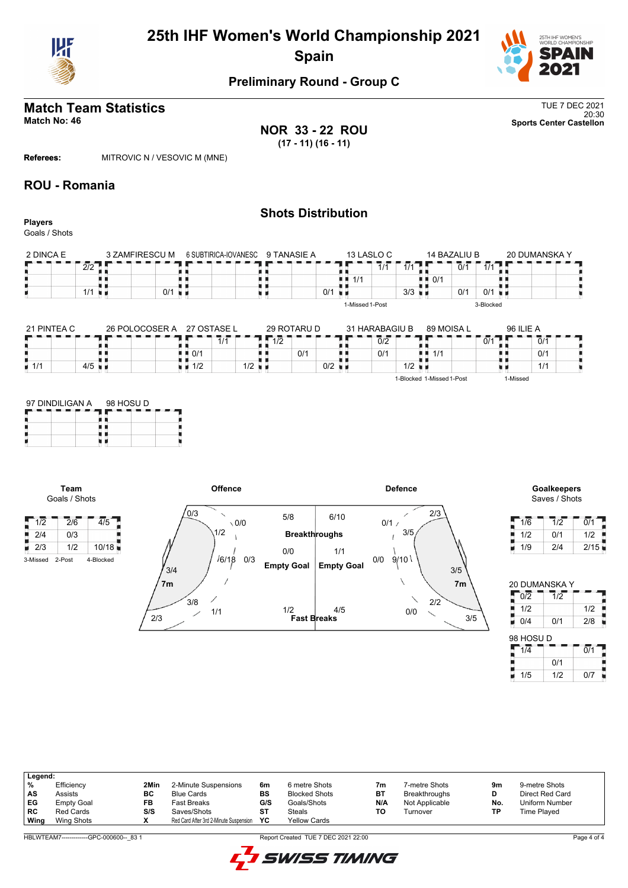# 25th IHF Women's World Championship 2021

# Spain

## Preliminary Round - Group C

## Match Team Statistics

**Match No: 46**

TUE 7 DEC 2021
20:30
**Sports Center Castellon**

**NOR 33 - 22 ROU**
**(17 - 11) (16 - 11)**

**Referees:** MITROVIC N / VESOVIC M (MNE)

## ROU - Romania

### Shots Distribution

**Players**
Goals / Shots

2 DINCA E
2/2
1/1

3 ZAMFIRESCU M
0/1

6 SUBTIRICA-IOVANESC

9 TANASIE A
0/1

13 LASLO C
1/1 1/1
1/1
3/3
1-Missed 1-Post

14 BAZALIU B
0/1 1/1
0/1
0/1 0/1
3-Blocked

20 DUMANSKA Y

21 PINTEA C
1/1 4/5

26 POLOCOSER A

27 OSTASE L
1/1
0/1
1/2 1/2

29 ROTARU D
1/2
0/1
0/2

31 HARABAGIU B
0/2
0/1
1/2
1-Blocked 1-Missed 1-Post

89 MOISA L
0/1
1/1

96 ILIE A
0/1
0/1
1/1
1-Missed

97 DINDILIGAN A

98 HOSU D

**Team**
Goals / Shots

| | | |
|---|---|---|
| 1/2 | 2/6 | 4/5 |
| 2/4 | 0/3 | |
| 2/3 | 1/2 | 10/18 |

3-Missed 2-Post 4-Blocked

**Offence**
0/3
0/0
1/2
6/18
0/3
3/4
7m
3/8
1/1
2/3

Breakthroughs 5/8
Empty Goal 0/0
Fast Breaks 1/2

**Defence**
Breakthroughs 6/10
Empty Goal 1/1
Fast Breaks 4/5

0/1
2/3
3/5
0/0
9/10
3/5
7m
2/2
0/0
3/5

**Goalkeepers**
Saves / Shots

| | | |
|---|---|---|
| 1/6 | 1/2 | 0/1 |
| 1/2 | 0/1 | 1/2 |
| 1/9 | 2/4 | 2/15 |

20 DUMANSKA Y

| | | |
|---|---|---|
| 0/2 | 1/2 | |
| 1/2 | | 1/2 |
| 0/4 | 0/1 | 2/8 |

98 HOSU D

| | | |
|---|---|---|
| 1/4 | | 0/1 |
| | 0/1 | |
| 1/5 | 1/2 | 0/7 |

| Legend: | | | | | | | | | |
|---|---|---|---|---|---|---|---|---|---|
| % | Efficiency | 2Min | 2-Minute Suspensions | 6m | 6 metre Shots | 7m | 7-metre Shots | 9m | 9-metre Shots |
| AS | Assists | BC | Blue Cards | BS | Blocked Shots | BT | Breakthroughs | D | Direct Red Card |
| EG | Empty Goal | FB | Fast Breaks | G/S | Goals/Shots | N/A | Not Applicable | No. | Uniform Number |
| RC | Red Cards | S/S | Saves/Shots | ST | Steals | TO | Turnover | TP | Time Played |
| Wing | Wing Shots | X | Red Card After 3rd 2-Minute Suspension | YC | Yellow Cards | | | | |

HBLWTEAM7--------------GPC-000600--_83 1    Report Created TUE 7 DEC 2021 22:00